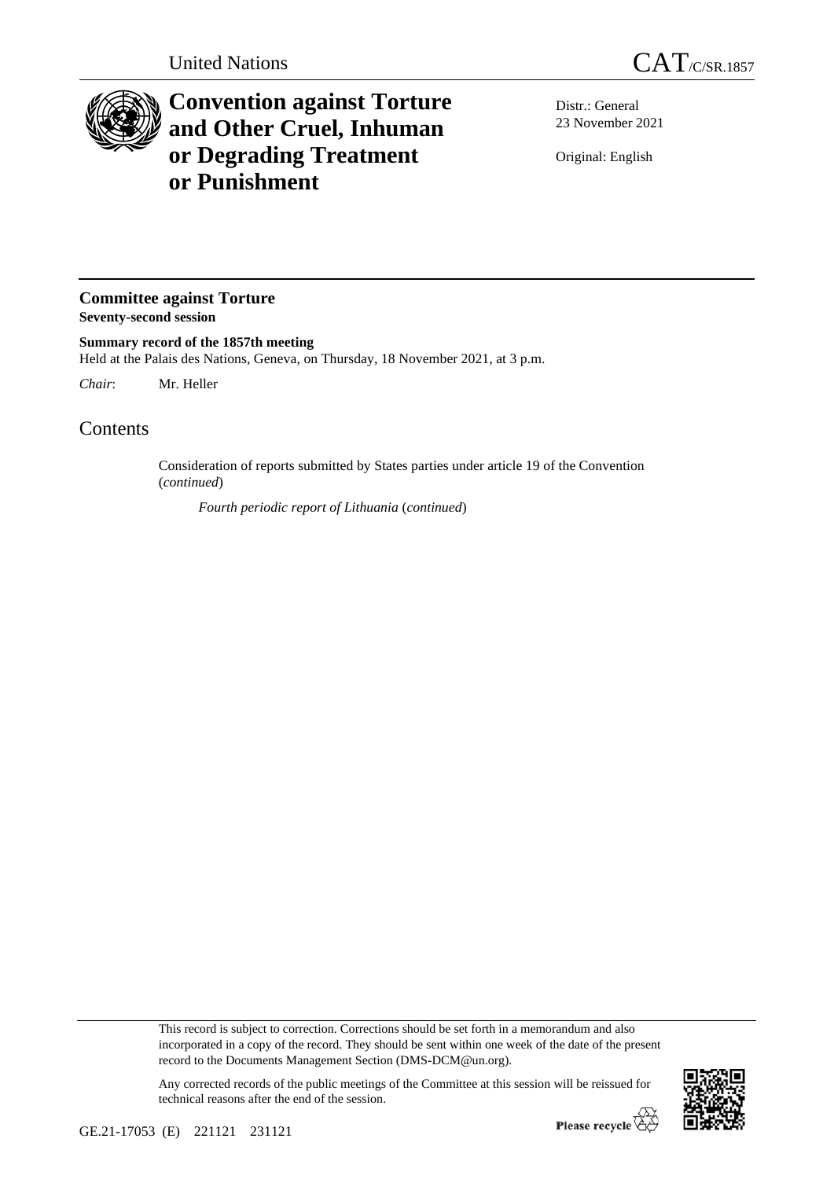United Nations

CAT/C/SR.1857

# Convention against Torture and Other Cruel, Inhuman or Degrading Treatment or Punishment

Distr.: General
23 November 2021

Original: English

## Committee against Torture
**Seventy-second session**

**Summary record of the 1857th meeting**
Held at the Palais des Nations, Geneva, on Thursday, 18 November 2021, at 3 p.m.

*Chair*: Mr. Heller

# Contents

Consideration of reports submitted by States parties under article 19 of the Convention (*continued*)

*Fourth periodic report of Lithuania* (*continued*)

This record is subject to correction. Corrections should be set forth in a memorandum and also incorporated in a copy of the record. They should be sent within one week of the date of the present record to the Documents Management Section (DMS-DCM@un.org).

Any corrected records of the public meetings of the Committee at this session will be reissued for technical reasons after the end of the session.

GE.21-17053 (E) 221121 231121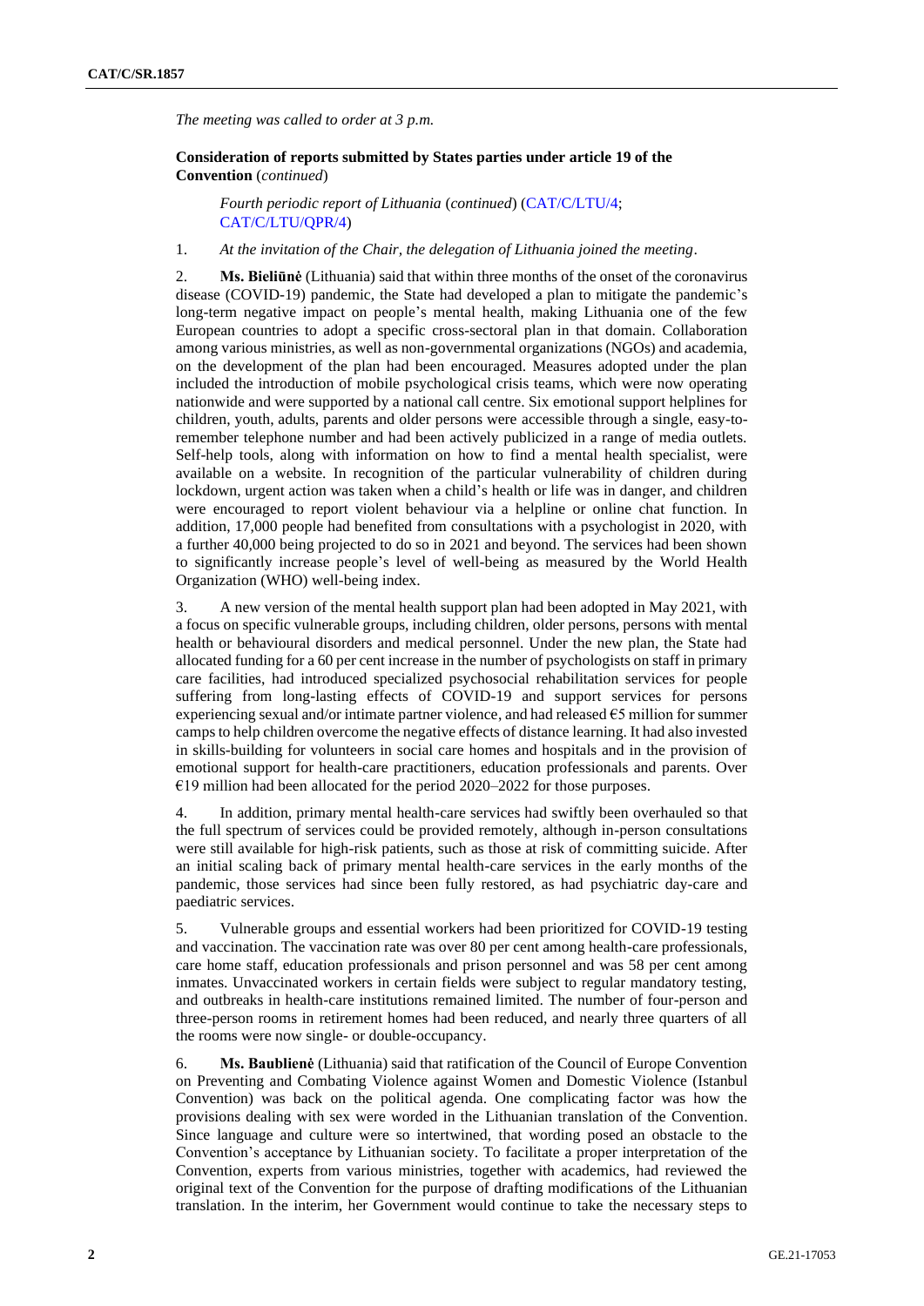*The meeting was called to order at 3 p.m.*

**Consideration of reports submitted by States parties under article 19 of the Convention** (*continued*)

*Fourth periodic report of Lithuania* (*continued*) (CAT/C/LTU/4; CAT/C/LTU/QPR/4)

1. *At the invitation of the Chair, the delegation of Lithuania joined the meeting*.

2. **Ms. Bieliūnė** (Lithuania) said that within three months of the onset of the coronavirus disease (COVID-19) pandemic, the State had developed a plan to mitigate the pandemic's long-term negative impact on people's mental health, making Lithuania one of the few European countries to adopt a specific cross-sectoral plan in that domain. Collaboration among various ministries, as well as non-governmental organizations (NGOs) and academia, on the development of the plan had been encouraged. Measures adopted under the plan included the introduction of mobile psychological crisis teams, which were now operating nationwide and were supported by a national call centre. Six emotional support helplines for children, youth, adults, parents and older persons were accessible through a single, easy-to-remember telephone number and had been actively publicized in a range of media outlets. Self-help tools, along with information on how to find a mental health specialist, were available on a website. In recognition of the particular vulnerability of children during lockdown, urgent action was taken when a child's health or life was in danger, and children were encouraged to report violent behaviour via a helpline or online chat function. In addition, 17,000 people had benefited from consultations with a psychologist in 2020, with a further 40,000 being projected to do so in 2021 and beyond. The services had been shown to significantly increase people's level of well-being as measured by the World Health Organization (WHO) well-being index.

3. A new version of the mental health support plan had been adopted in May 2021, with a focus on specific vulnerable groups, including children, older persons, persons with mental health or behavioural disorders and medical personnel. Under the new plan, the State had allocated funding for a 60 per cent increase in the number of psychologists on staff in primary care facilities, had introduced specialized psychosocial rehabilitation services for people suffering from long-lasting effects of COVID-19 and support services for persons experiencing sexual and/or intimate partner violence, and had released €5 million for summer camps to help children overcome the negative effects of distance learning. It had also invested in skills-building for volunteers in social care homes and hospitals and in the provision of emotional support for health-care practitioners, education professionals and parents. Over €19 million had been allocated for the period 2020–2022 for those purposes.

4. In addition, primary mental health-care services had swiftly been overhauled so that the full spectrum of services could be provided remotely, although in-person consultations were still available for high-risk patients, such as those at risk of committing suicide. After an initial scaling back of primary mental health-care services in the early months of the pandemic, those services had since been fully restored, as had psychiatric day-care and paediatric services.

5. Vulnerable groups and essential workers had been prioritized for COVID-19 testing and vaccination. The vaccination rate was over 80 per cent among health-care professionals, care home staff, education professionals and prison personnel and was 58 per cent among inmates. Unvaccinated workers in certain fields were subject to regular mandatory testing, and outbreaks in health-care institutions remained limited. The number of four-person and three-person rooms in retirement homes had been reduced, and nearly three quarters of all the rooms were now single- or double-occupancy.

6. **Ms. Baublienė** (Lithuania) said that ratification of the Council of Europe Convention on Preventing and Combating Violence against Women and Domestic Violence (Istanbul Convention) was back on the political agenda. One complicating factor was how the provisions dealing with sex were worded in the Lithuanian translation of the Convention. Since language and culture were so intertwined, that wording posed an obstacle to the Convention's acceptance by Lithuanian society. To facilitate a proper interpretation of the Convention, experts from various ministries, together with academics, had reviewed the original text of the Convention for the purpose of drafting modifications of the Lithuanian translation. In the interim, her Government would continue to take the necessary steps to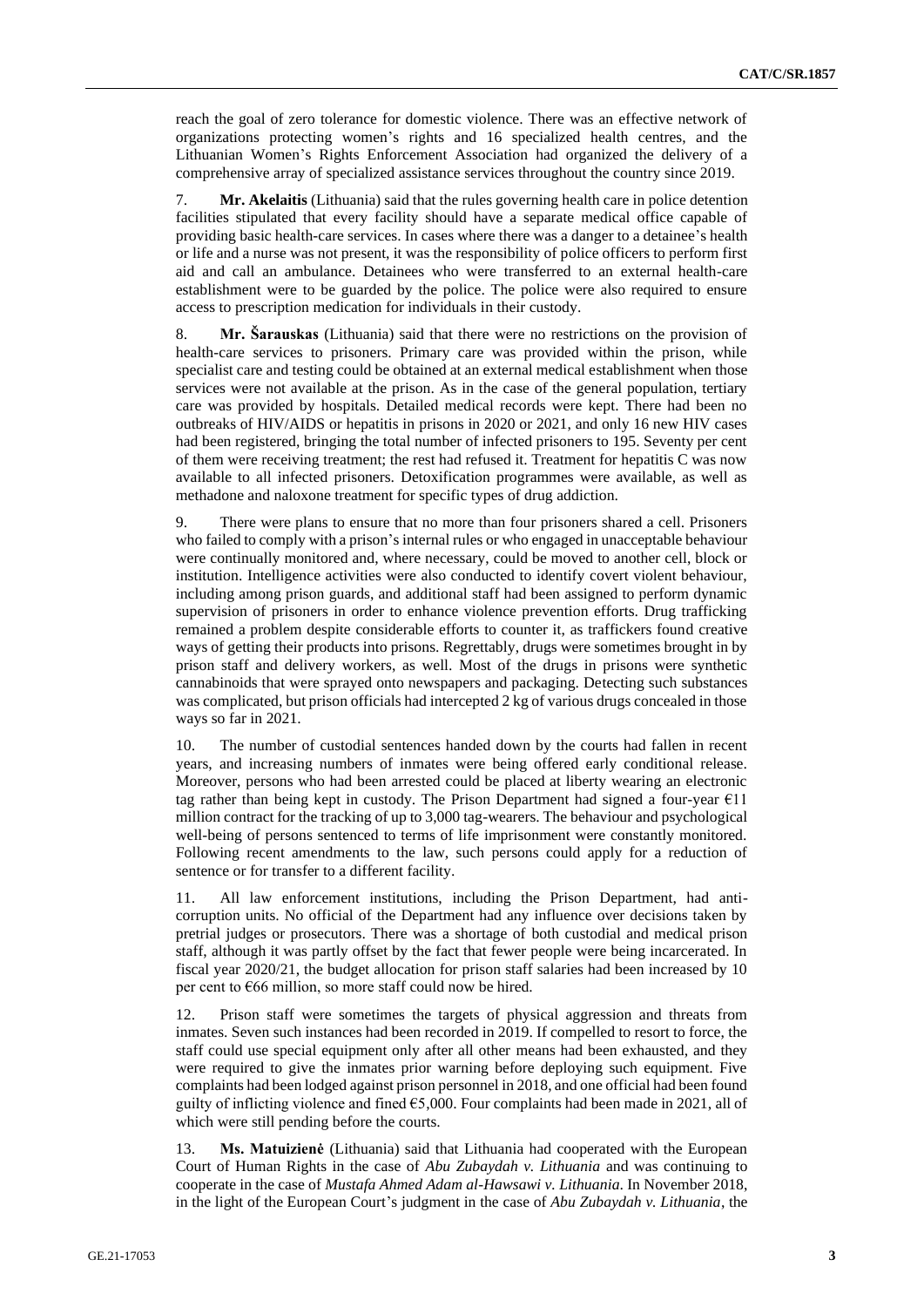reach the goal of zero tolerance for domestic violence. There was an effective network of organizations protecting women's rights and 16 specialized health centres, and the Lithuanian Women's Rights Enforcement Association had organized the delivery of a comprehensive array of specialized assistance services throughout the country since 2019.

7. **Mr. Akelaitis** (Lithuania) said that the rules governing health care in police detention facilities stipulated that every facility should have a separate medical office capable of providing basic health-care services. In cases where there was a danger to a detainee's health or life and a nurse was not present, it was the responsibility of police officers to perform first aid and call an ambulance. Detainees who were transferred to an external health-care establishment were to be guarded by the police. The police were also required to ensure access to prescription medication for individuals in their custody.

8. **Mr. Šarauskas** (Lithuania) said that there were no restrictions on the provision of health-care services to prisoners. Primary care was provided within the prison, while specialist care and testing could be obtained at an external medical establishment when those services were not available at the prison. As in the case of the general population, tertiary care was provided by hospitals. Detailed medical records were kept. There had been no outbreaks of HIV/AIDS or hepatitis in prisons in 2020 or 2021, and only 16 new HIV cases had been registered, bringing the total number of infected prisoners to 195. Seventy per cent of them were receiving treatment; the rest had refused it. Treatment for hepatitis C was now available to all infected prisoners. Detoxification programmes were available, as well as methadone and naloxone treatment for specific types of drug addiction.

9. There were plans to ensure that no more than four prisoners shared a cell. Prisoners who failed to comply with a prison's internal rules or who engaged in unacceptable behaviour were continually monitored and, where necessary, could be moved to another cell, block or institution. Intelligence activities were also conducted to identify covert violent behaviour, including among prison guards, and additional staff had been assigned to perform dynamic supervision of prisoners in order to enhance violence prevention efforts. Drug trafficking remained a problem despite considerable efforts to counter it, as traffickers found creative ways of getting their products into prisons. Regrettably, drugs were sometimes brought in by prison staff and delivery workers, as well. Most of the drugs in prisons were synthetic cannabinoids that were sprayed onto newspapers and packaging. Detecting such substances was complicated, but prison officials had intercepted 2 kg of various drugs concealed in those ways so far in 2021.

10. The number of custodial sentences handed down by the courts had fallen in recent years, and increasing numbers of inmates were being offered early conditional release. Moreover, persons who had been arrested could be placed at liberty wearing an electronic tag rather than being kept in custody. The Prison Department had signed a four-year €11 million contract for the tracking of up to 3,000 tag-wearers. The behaviour and psychological well-being of persons sentenced to terms of life imprisonment were constantly monitored. Following recent amendments to the law, such persons could apply for a reduction of sentence or for transfer to a different facility.

11. All law enforcement institutions, including the Prison Department, had anti-corruption units. No official of the Department had any influence over decisions taken by pretrial judges or prosecutors. There was a shortage of both custodial and medical prison staff, although it was partly offset by the fact that fewer people were being incarcerated. In fiscal year 2020/21, the budget allocation for prison staff salaries had been increased by 10 per cent to €66 million, so more staff could now be hired.

12. Prison staff were sometimes the targets of physical aggression and threats from inmates. Seven such instances had been recorded in 2019. If compelled to resort to force, the staff could use special equipment only after all other means had been exhausted, and they were required to give the inmates prior warning before deploying such equipment. Five complaints had been lodged against prison personnel in 2018, and one official had been found guilty of inflicting violence and fined €5,000. Four complaints had been made in 2021, all of which were still pending before the courts.

13. **Ms. Matuizienė** (Lithuania) said that Lithuania had cooperated with the European Court of Human Rights in the case of *Abu Zubaydah v. Lithuania* and was continuing to cooperate in the case of *Mustafa Ahmed Adam al-Hawsawi v. Lithuania*. In November 2018, in the light of the European Court's judgment in the case of *Abu Zubaydah v. Lithuania*, the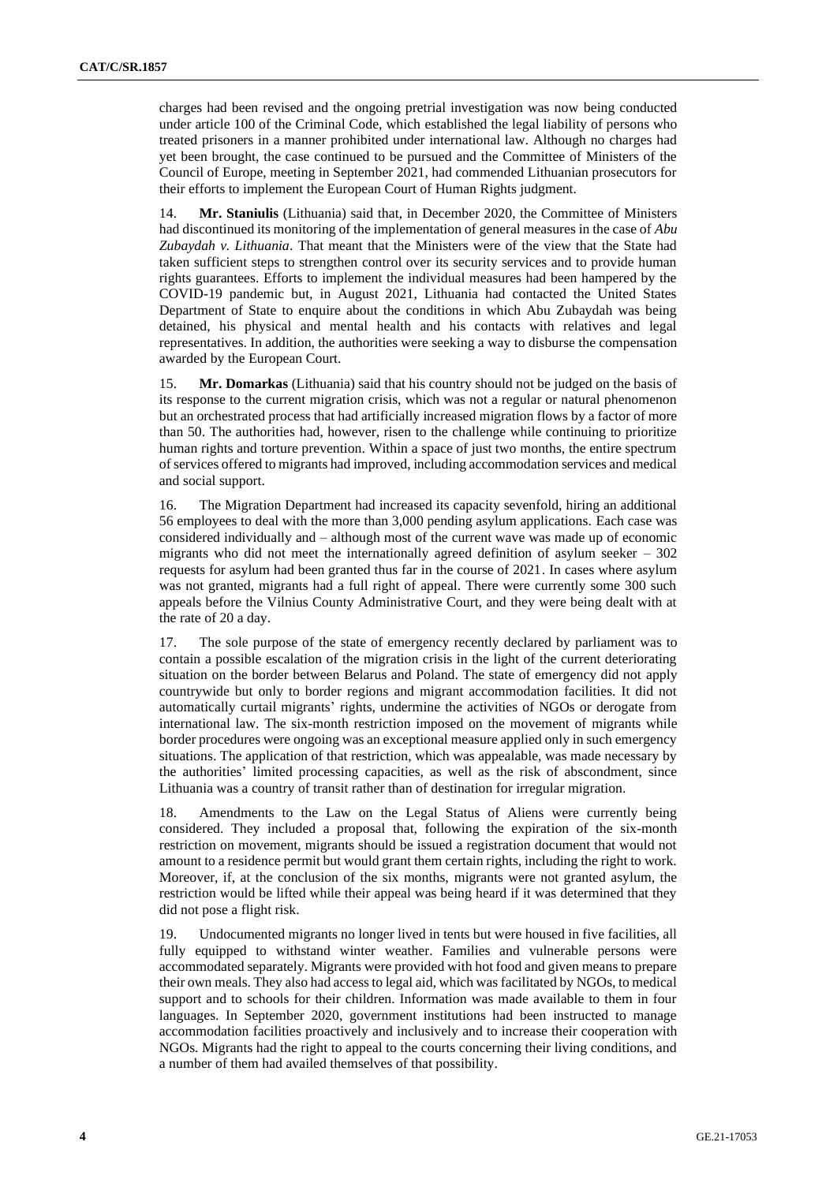charges had been revised and the ongoing pretrial investigation was now being conducted under article 100 of the Criminal Code, which established the legal liability of persons who treated prisoners in a manner prohibited under international law. Although no charges had yet been brought, the case continued to be pursued and the Committee of Ministers of the Council of Europe, meeting in September 2021, had commended Lithuanian prosecutors for their efforts to implement the European Court of Human Rights judgment.

14. **Mr. Staniulis** (Lithuania) said that, in December 2020, the Committee of Ministers had discontinued its monitoring of the implementation of general measures in the case of *Abu Zubaydah v. Lithuania*. That meant that the Ministers were of the view that the State had taken sufficient steps to strengthen control over its security services and to provide human rights guarantees. Efforts to implement the individual measures had been hampered by the COVID-19 pandemic but, in August 2021, Lithuania had contacted the United States Department of State to enquire about the conditions in which Abu Zubaydah was being detained, his physical and mental health and his contacts with relatives and legal representatives. In addition, the authorities were seeking a way to disburse the compensation awarded by the European Court.

15. **Mr. Domarkas** (Lithuania) said that his country should not be judged on the basis of its response to the current migration crisis, which was not a regular or natural phenomenon but an orchestrated process that had artificially increased migration flows by a factor of more than 50. The authorities had, however, risen to the challenge while continuing to prioritize human rights and torture prevention. Within a space of just two months, the entire spectrum of services offered to migrants had improved, including accommodation services and medical and social support.

16. The Migration Department had increased its capacity sevenfold, hiring an additional 56 employees to deal with the more than 3,000 pending asylum applications. Each case was considered individually and – although most of the current wave was made up of economic migrants who did not meet the internationally agreed definition of asylum seeker – 302 requests for asylum had been granted thus far in the course of 2021. In cases where asylum was not granted, migrants had a full right of appeal. There were currently some 300 such appeals before the Vilnius County Administrative Court, and they were being dealt with at the rate of 20 a day.

17. The sole purpose of the state of emergency recently declared by parliament was to contain a possible escalation of the migration crisis in the light of the current deteriorating situation on the border between Belarus and Poland. The state of emergency did not apply countrywide but only to border regions and migrant accommodation facilities. It did not automatically curtail migrants' rights, undermine the activities of NGOs or derogate from international law. The six-month restriction imposed on the movement of migrants while border procedures were ongoing was an exceptional measure applied only in such emergency situations. The application of that restriction, which was appealable, was made necessary by the authorities' limited processing capacities, as well as the risk of abscondment, since Lithuania was a country of transit rather than of destination for irregular migration.

18. Amendments to the Law on the Legal Status of Aliens were currently being considered. They included a proposal that, following the expiration of the six-month restriction on movement, migrants should be issued a registration document that would not amount to a residence permit but would grant them certain rights, including the right to work. Moreover, if, at the conclusion of the six months, migrants were not granted asylum, the restriction would be lifted while their appeal was being heard if it was determined that they did not pose a flight risk.

19. Undocumented migrants no longer lived in tents but were housed in five facilities, all fully equipped to withstand winter weather. Families and vulnerable persons were accommodated separately. Migrants were provided with hot food and given means to prepare their own meals. They also had access to legal aid, which was facilitated by NGOs, to medical support and to schools for their children. Information was made available to them in four languages. In September 2020, government institutions had been instructed to manage accommodation facilities proactively and inclusively and to increase their cooperation with NGOs. Migrants had the right to appeal to the courts concerning their living conditions, and a number of them had availed themselves of that possibility.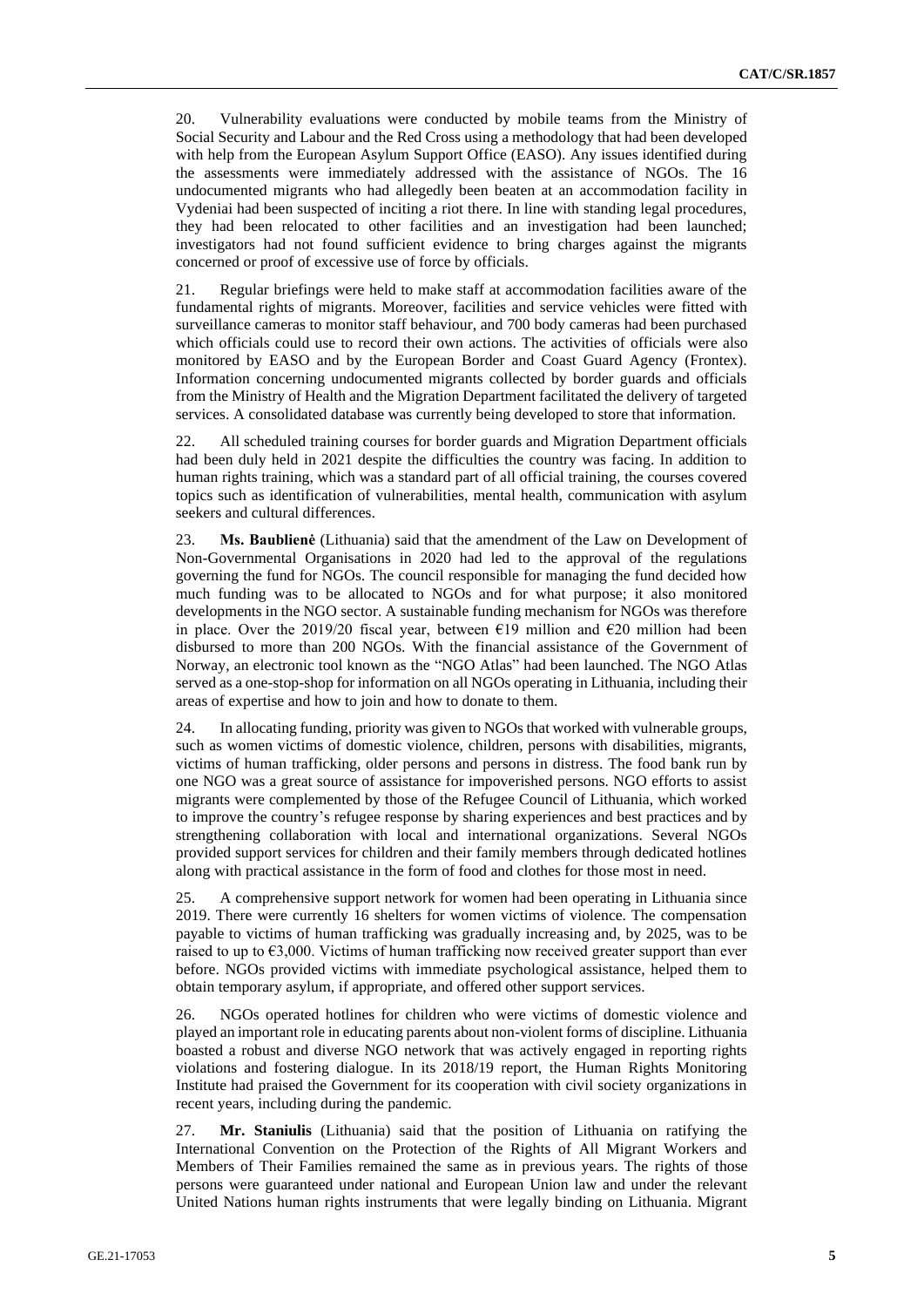20. Vulnerability evaluations were conducted by mobile teams from the Ministry of Social Security and Labour and the Red Cross using a methodology that had been developed with help from the European Asylum Support Office (EASO). Any issues identified during the assessments were immediately addressed with the assistance of NGOs. The 16 undocumented migrants who had allegedly been beaten at an accommodation facility in Vydeniai had been suspected of inciting a riot there. In line with standing legal procedures, they had been relocated to other facilities and an investigation had been launched; investigators had not found sufficient evidence to bring charges against the migrants concerned or proof of excessive use of force by officials.

21. Regular briefings were held to make staff at accommodation facilities aware of the fundamental rights of migrants. Moreover, facilities and service vehicles were fitted with surveillance cameras to monitor staff behaviour, and 700 body cameras had been purchased which officials could use to record their own actions. The activities of officials were also monitored by EASO and by the European Border and Coast Guard Agency (Frontex). Information concerning undocumented migrants collected by border guards and officials from the Ministry of Health and the Migration Department facilitated the delivery of targeted services. A consolidated database was currently being developed to store that information.

22. All scheduled training courses for border guards and Migration Department officials had been duly held in 2021 despite the difficulties the country was facing. In addition to human rights training, which was a standard part of all official training, the courses covered topics such as identification of vulnerabilities, mental health, communication with asylum seekers and cultural differences.

23. **Ms. Baublienė** (Lithuania) said that the amendment of the Law on Development of Non-Governmental Organisations in 2020 had led to the approval of the regulations governing the fund for NGOs. The council responsible for managing the fund decided how much funding was to be allocated to NGOs and for what purpose; it also monitored developments in the NGO sector. A sustainable funding mechanism for NGOs was therefore in place. Over the 2019/20 fiscal year, between €19 million and €20 million had been disbursed to more than 200 NGOs. With the financial assistance of the Government of Norway, an electronic tool known as the "NGO Atlas" had been launched. The NGO Atlas served as a one-stop-shop for information on all NGOs operating in Lithuania, including their areas of expertise and how to join and how to donate to them.

24. In allocating funding, priority was given to NGOs that worked with vulnerable groups, such as women victims of domestic violence, children, persons with disabilities, migrants, victims of human trafficking, older persons and persons in distress. The food bank run by one NGO was a great source of assistance for impoverished persons. NGO efforts to assist migrants were complemented by those of the Refugee Council of Lithuania, which worked to improve the country's refugee response by sharing experiences and best practices and by strengthening collaboration with local and international organizations. Several NGOs provided support services for children and their family members through dedicated hotlines along with practical assistance in the form of food and clothes for those most in need.

25. A comprehensive support network for women had been operating in Lithuania since 2019. There were currently 16 shelters for women victims of violence. The compensation payable to victims of human trafficking was gradually increasing and, by 2025, was to be raised to up to €3,000. Victims of human trafficking now received greater support than ever before. NGOs provided victims with immediate psychological assistance, helped them to obtain temporary asylum, if appropriate, and offered other support services.

26. NGOs operated hotlines for children who were victims of domestic violence and played an important role in educating parents about non-violent forms of discipline. Lithuania boasted a robust and diverse NGO network that was actively engaged in reporting rights violations and fostering dialogue. In its 2018/19 report, the Human Rights Monitoring Institute had praised the Government for its cooperation with civil society organizations in recent years, including during the pandemic.

27. **Mr. Staniulis** (Lithuania) said that the position of Lithuania on ratifying the International Convention on the Protection of the Rights of All Migrant Workers and Members of Their Families remained the same as in previous years. The rights of those persons were guaranteed under national and European Union law and under the relevant United Nations human rights instruments that were legally binding on Lithuania. Migrant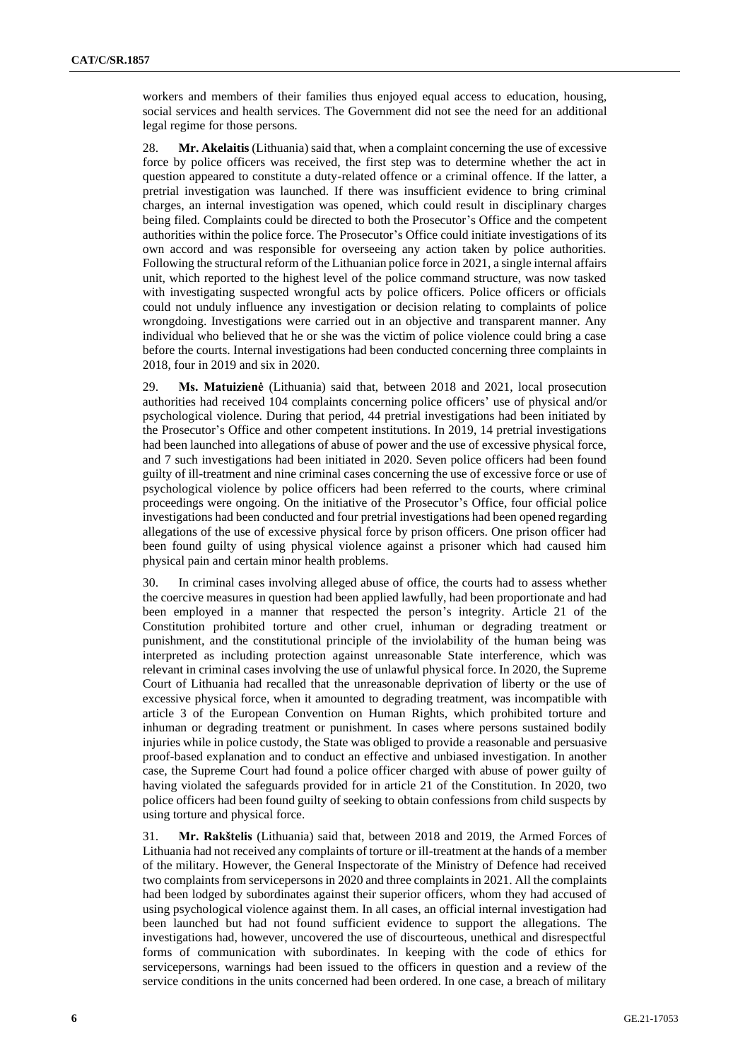workers and members of their families thus enjoyed equal access to education, housing, social services and health services. The Government did not see the need for an additional legal regime for those persons.

28. **Mr. Akelaitis** (Lithuania) said that, when a complaint concerning the use of excessive force by police officers was received, the first step was to determine whether the act in question appeared to constitute a duty-related offence or a criminal offence. If the latter, a pretrial investigation was launched. If there was insufficient evidence to bring criminal charges, an internal investigation was opened, which could result in disciplinary charges being filed. Complaints could be directed to both the Prosecutor's Office and the competent authorities within the police force. The Prosecutor's Office could initiate investigations of its own accord and was responsible for overseeing any action taken by police authorities. Following the structural reform of the Lithuanian police force in 2021, a single internal affairs unit, which reported to the highest level of the police command structure, was now tasked with investigating suspected wrongful acts by police officers. Police officers or officials could not unduly influence any investigation or decision relating to complaints of police wrongdoing. Investigations were carried out in an objective and transparent manner. Any individual who believed that he or she was the victim of police violence could bring a case before the courts. Internal investigations had been conducted concerning three complaints in 2018, four in 2019 and six in 2020.

29. **Ms. Matuizienė** (Lithuania) said that, between 2018 and 2021, local prosecution authorities had received 104 complaints concerning police officers' use of physical and/or psychological violence. During that period, 44 pretrial investigations had been initiated by the Prosecutor's Office and other competent institutions. In 2019, 14 pretrial investigations had been launched into allegations of abuse of power and the use of excessive physical force, and 7 such investigations had been initiated in 2020. Seven police officers had been found guilty of ill-treatment and nine criminal cases concerning the use of excessive force or use of psychological violence by police officers had been referred to the courts, where criminal proceedings were ongoing. On the initiative of the Prosecutor's Office, four official police investigations had been conducted and four pretrial investigations had been opened regarding allegations of the use of excessive physical force by prison officers. One prison officer had been found guilty of using physical violence against a prisoner which had caused him physical pain and certain minor health problems.

30. In criminal cases involving alleged abuse of office, the courts had to assess whether the coercive measures in question had been applied lawfully, had been proportionate and had been employed in a manner that respected the person's integrity. Article 21 of the Constitution prohibited torture and other cruel, inhuman or degrading treatment or punishment, and the constitutional principle of the inviolability of the human being was interpreted as including protection against unreasonable State interference, which was relevant in criminal cases involving the use of unlawful physical force. In 2020, the Supreme Court of Lithuania had recalled that the unreasonable deprivation of liberty or the use of excessive physical force, when it amounted to degrading treatment, was incompatible with article 3 of the European Convention on Human Rights, which prohibited torture and inhuman or degrading treatment or punishment. In cases where persons sustained bodily injuries while in police custody, the State was obliged to provide a reasonable and persuasive proof-based explanation and to conduct an effective and unbiased investigation. In another case, the Supreme Court had found a police officer charged with abuse of power guilty of having violated the safeguards provided for in article 21 of the Constitution. In 2020, two police officers had been found guilty of seeking to obtain confessions from child suspects by using torture and physical force.

31. **Mr. Rakštelis** (Lithuania) said that, between 2018 and 2019, the Armed Forces of Lithuania had not received any complaints of torture or ill-treatment at the hands of a member of the military. However, the General Inspectorate of the Ministry of Defence had received two complaints from servicepersons in 2020 and three complaints in 2021. All the complaints had been lodged by subordinates against their superior officers, whom they had accused of using psychological violence against them. In all cases, an official internal investigation had been launched but had not found sufficient evidence to support the allegations. The investigations had, however, uncovered the use of discourteous, unethical and disrespectful forms of communication with subordinates. In keeping with the code of ethics for servicepersons, warnings had been issued to the officers in question and a review of the service conditions in the units concerned had been ordered. In one case, a breach of military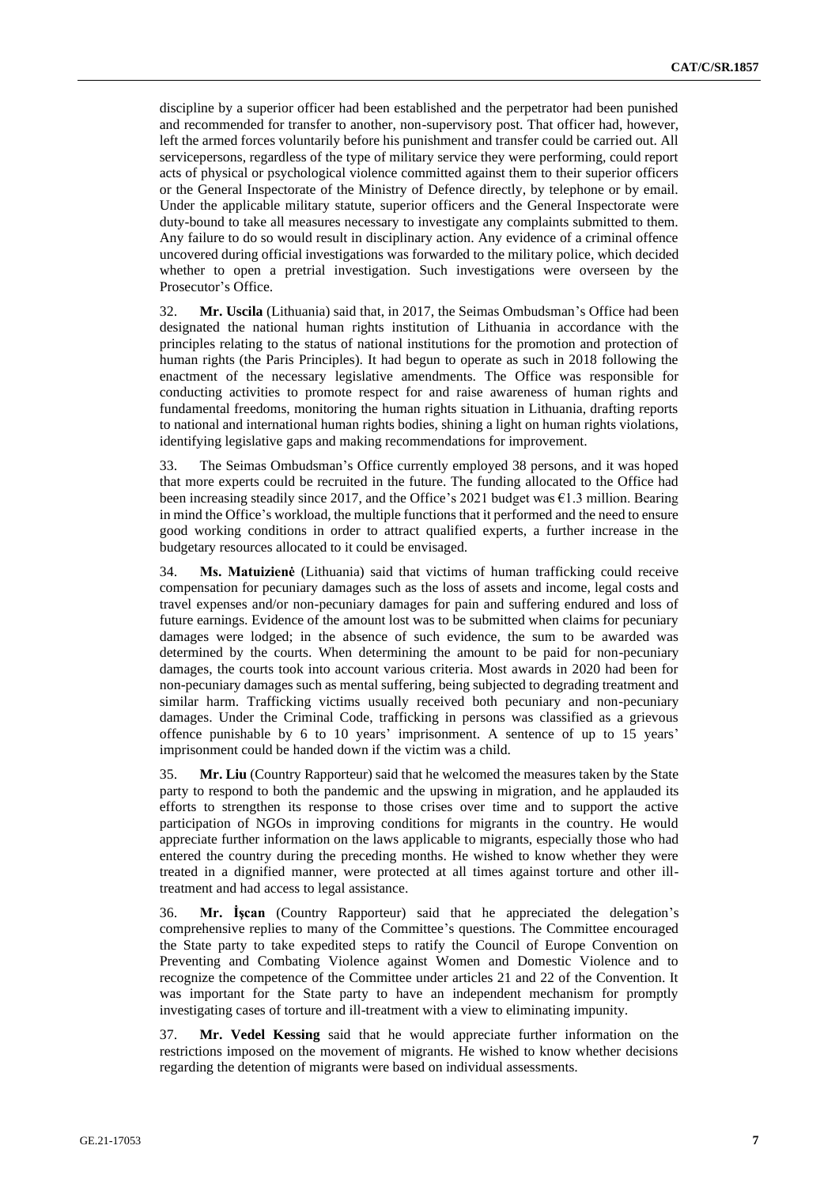discipline by a superior officer had been established and the perpetrator had been punished and recommended for transfer to another, non-supervisory post. That officer had, however, left the armed forces voluntarily before his punishment and transfer could be carried out. All servicepersons, regardless of the type of military service they were performing, could report acts of physical or psychological violence committed against them to their superior officers or the General Inspectorate of the Ministry of Defence directly, by telephone or by email. Under the applicable military statute, superior officers and the General Inspectorate were duty-bound to take all measures necessary to investigate any complaints submitted to them. Any failure to do so would result in disciplinary action. Any evidence of a criminal offence uncovered during official investigations was forwarded to the military police, which decided whether to open a pretrial investigation. Such investigations were overseen by the Prosecutor's Office.

32. **Mr. Uscila** (Lithuania) said that, in 2017, the Seimas Ombudsman's Office had been designated the national human rights institution of Lithuania in accordance with the principles relating to the status of national institutions for the promotion and protection of human rights (the Paris Principles). It had begun to operate as such in 2018 following the enactment of the necessary legislative amendments. The Office was responsible for conducting activities to promote respect for and raise awareness of human rights and fundamental freedoms, monitoring the human rights situation in Lithuania, drafting reports to national and international human rights bodies, shining a light on human rights violations, identifying legislative gaps and making recommendations for improvement.

33. The Seimas Ombudsman's Office currently employed 38 persons, and it was hoped that more experts could be recruited in the future. The funding allocated to the Office had been increasing steadily since 2017, and the Office's 2021 budget was €1.3 million. Bearing in mind the Office's workload, the multiple functions that it performed and the need to ensure good working conditions in order to attract qualified experts, a further increase in the budgetary resources allocated to it could be envisaged.

34. **Ms. Matuizienė** (Lithuania) said that victims of human trafficking could receive compensation for pecuniary damages such as the loss of assets and income, legal costs and travel expenses and/or non-pecuniary damages for pain and suffering endured and loss of future earnings. Evidence of the amount lost was to be submitted when claims for pecuniary damages were lodged; in the absence of such evidence, the sum to be awarded was determined by the courts. When determining the amount to be paid for non-pecuniary damages, the courts took into account various criteria. Most awards in 2020 had been for non-pecuniary damages such as mental suffering, being subjected to degrading treatment and similar harm. Trafficking victims usually received both pecuniary and non-pecuniary damages. Under the Criminal Code, trafficking in persons was classified as a grievous offence punishable by 6 to 10 years' imprisonment. A sentence of up to 15 years' imprisonment could be handed down if the victim was a child.

35. **Mr. Liu** (Country Rapporteur) said that he welcomed the measures taken by the State party to respond to both the pandemic and the upswing in migration, and he applauded its efforts to strengthen its response to those crises over time and to support the active participation of NGOs in improving conditions for migrants in the country. He would appreciate further information on the laws applicable to migrants, especially those who had entered the country during the preceding months. He wished to know whether they were treated in a dignified manner, were protected at all times against torture and other ill-treatment and had access to legal assistance.

36. **Mr. İşcan** (Country Rapporteur) said that he appreciated the delegation's comprehensive replies to many of the Committee's questions. The Committee encouraged the State party to take expedited steps to ratify the Council of Europe Convention on Preventing and Combating Violence against Women and Domestic Violence and to recognize the competence of the Committee under articles 21 and 22 of the Convention. It was important for the State party to have an independent mechanism for promptly investigating cases of torture and ill-treatment with a view to eliminating impunity.

37. **Mr. Vedel Kessing** said that he would appreciate further information on the restrictions imposed on the movement of migrants. He wished to know whether decisions regarding the detention of migrants were based on individual assessments.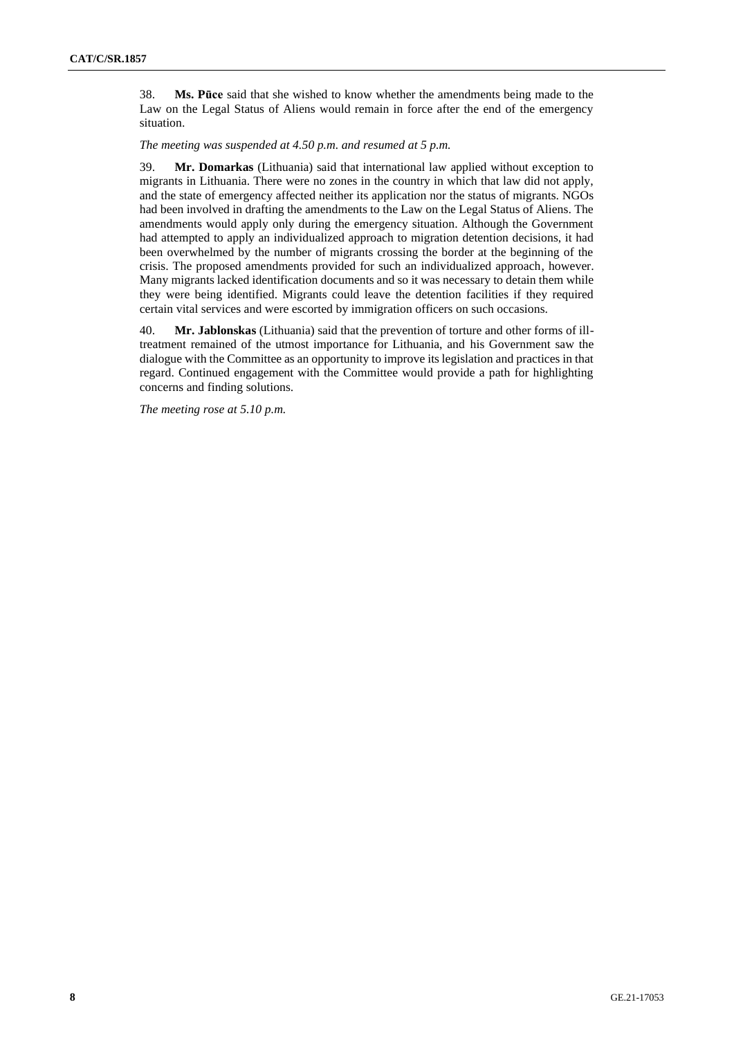38. **Ms. Pūce** said that she wished to know whether the amendments being made to the Law on the Legal Status of Aliens would remain in force after the end of the emergency situation.

*The meeting was suspended at 4.50 p.m. and resumed at 5 p.m.*

39. **Mr. Domarkas** (Lithuania) said that international law applied without exception to migrants in Lithuania. There were no zones in the country in which that law did not apply, and the state of emergency affected neither its application nor the status of migrants. NGOs had been involved in drafting the amendments to the Law on the Legal Status of Aliens. The amendments would apply only during the emergency situation. Although the Government had attempted to apply an individualized approach to migration detention decisions, it had been overwhelmed by the number of migrants crossing the border at the beginning of the crisis. The proposed amendments provided for such an individualized approach, however. Many migrants lacked identification documents and so it was necessary to detain them while they were being identified. Migrants could leave the detention facilities if they required certain vital services and were escorted by immigration officers on such occasions.

40. **Mr. Jablonskas** (Lithuania) said that the prevention of torture and other forms of ill-treatment remained of the utmost importance for Lithuania, and his Government saw the dialogue with the Committee as an opportunity to improve its legislation and practices in that regard. Continued engagement with the Committee would provide a path for highlighting concerns and finding solutions.

*The meeting rose at 5.10 p.m.*